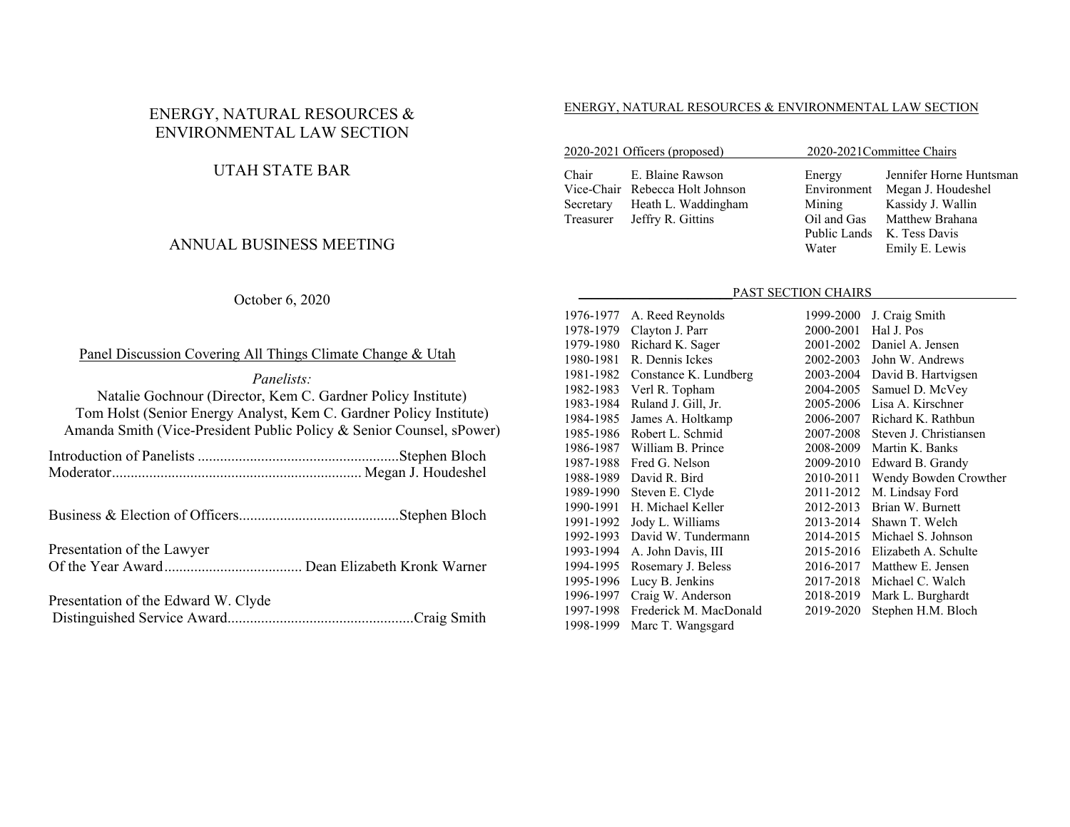# ENERGY, NATURAL RESOURCES & ENVIRONMENTAL LAW SECTION

## UTAH STATE BAR

## ANNUAL BUSINESS MEETING

October 6, 2020

### Panel Discussion Covering All Things Climate Change & Utah

*Panelists:*

Natalie Gochnour (Director, Kem C. Gardner Policy Institute)
Tom Holst (Senior Energy Analyst, Kem C. Gardner Policy Institute)
Amanda Smith (Vice-President Public Policy & Senior Counsel, sPower)

Introduction of Panelists ...................................................... Stephen Bloch
Moderator.................................................................. Megan J. Houdeshel

Business & Election of Officers........................................... Stephen Bloch

Presentation of the Lawyer Of the Year Award..................................... Dean Elizabeth Kronk Warner

Presentation of the Edward W. Clyde Distinguished Service Award................................................. Craig Smith

## ENERGY, NATURAL RESOURCES & ENVIRONMENTAL LAW SECTION

### 2020-2021 Officers (proposed)

| | |
|---|---|
| Chair | E. Blaine Rawson |
| Vice-Chair | Rebecca Holt Johnson |
| Secretary | Heath L. Waddingham |
| Treasurer | Jeffry R. Gittins |

### 2020-2021 Committee Chairs

| | |
|---|---|
| Energy | Jennifer Horne Huntsman |
| Environment | Megan J. Houdeshel |
| Mining | Kassidy J. Wallin |
| Oil and Gas | Matthew Brahana |
| Public Lands | K. Tess Davis |
| Water | Emily E. Lewis |

### PAST SECTION CHAIRS

| | |
|---|---|
| 1976-1977 | A. Reed Reynolds |
| 1978-1979 | Clayton J. Parr |
| 1979-1980 | Richard K. Sager |
| 1980-1981 | R. Dennis Ickes |
| 1981-1982 | Constance K. Lundberg |
| 1982-1983 | Verl R. Topham |
| 1983-1984 | Ruland J. Gill, Jr. |
| 1984-1985 | James A. Holtkamp |
| 1985-1986 | Robert L. Schmid |
| 1986-1987 | William B. Prince |
| 1987-1988 | Fred G. Nelson |
| 1988-1989 | David R. Bird |
| 1989-1990 | Steven E. Clyde |
| 1990-1991 | H. Michael Keller |
| 1991-1992 | Jody L. Williams |
| 1992-1993 | David W. Tundermann |
| 1993-1994 | A. John Davis, III |
| 1994-1995 | Rosemary J. Beless |
| 1995-1996 | Lucy B. Jenkins |
| 1996-1997 | Craig W. Anderson |
| 1997-1998 | Frederick M. MacDonald |
| 1998-1999 | Marc T. Wangsgard |
| 1999-2000 | J. Craig Smith |
| 2000-2001 | Hal J. Pos |
| 2001-2002 | Daniel A. Jensen |
| 2002-2003 | John W. Andrews |
| 2003-2004 | David B. Hartvigsen |
| 2004-2005 | Samuel D. McVey |
| 2005-2006 | Lisa A. Kirschner |
| 2006-2007 | Richard K. Rathbun |
| 2007-2008 | Steven J. Christiansen |
| 2008-2009 | Martin K. Banks |
| 2009-2010 | Edward B. Grandy |
| 2010-2011 | Wendy Bowden Crowther |
| 2011-2012 | M. Lindsay Ford |
| 2012-2013 | Brian W. Burnett |
| 2013-2014 | Shawn T. Welch |
| 2014-2015 | Michael S. Johnson |
| 2015-2016 | Elizabeth A. Schulte |
| 2016-2017 | Matthew E. Jensen |
| 2017-2018 | Michael C. Walch |
| 2018-2019 | Mark L. Burghardt |
| 2019-2020 | Stephen H.M. Bloch |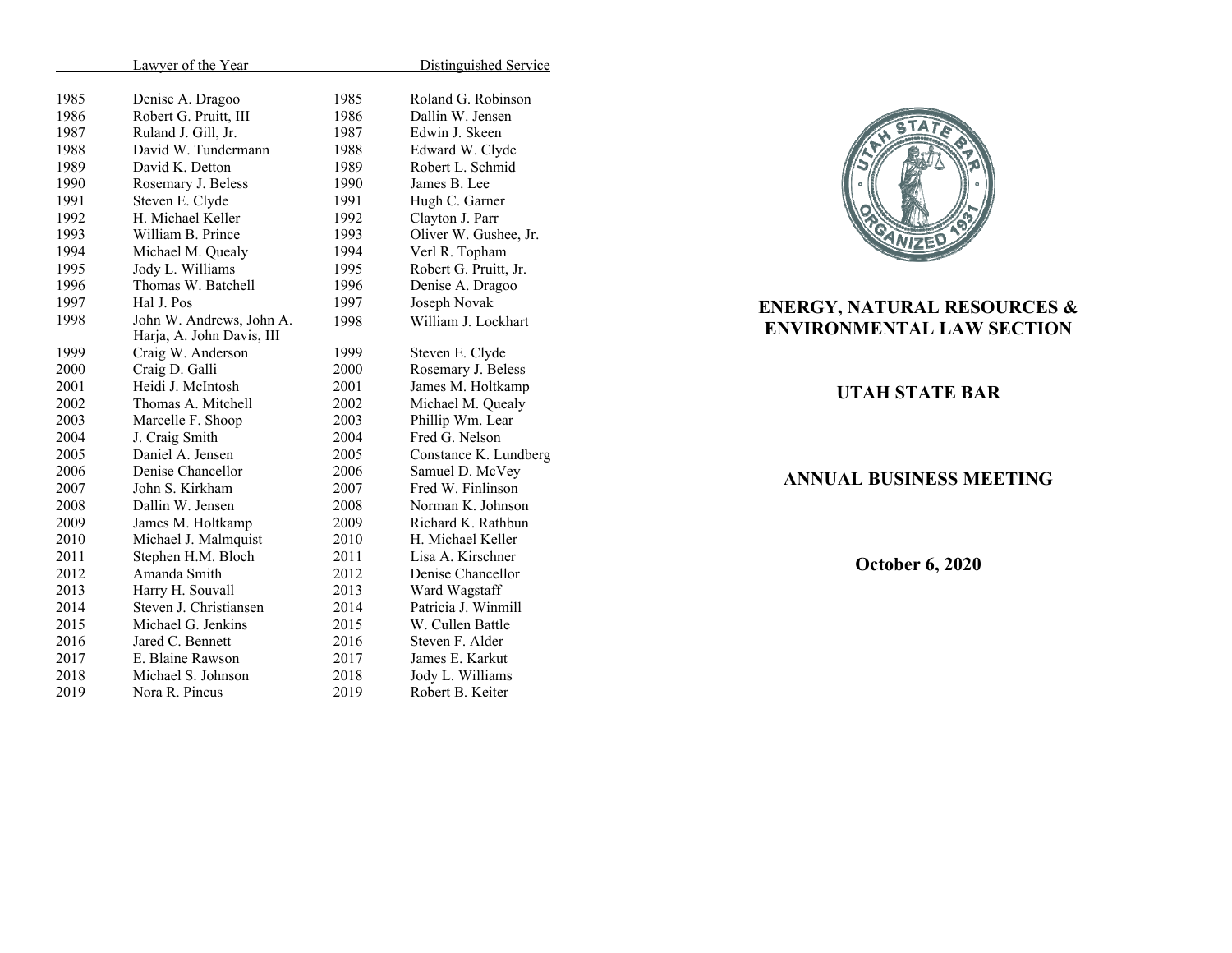| | Lawyer of the Year | | Distinguished Service |
|---|---|---|---|
| 1985 | Denise A. Dragoo | 1985 | Roland G. Robinson |
| 1986 | Robert G. Pruitt, III | 1986 | Dallin W. Jensen |
| 1987 | Ruland J. Gill, Jr. | 1987 | Edwin J. Skeen |
| 1988 | David W. Tundermann | 1988 | Edward W. Clyde |
| 1989 | David K. Detton | 1989 | Robert L. Schmid |
| 1990 | Rosemary J. Beless | 1990 | James B. Lee |
| 1991 | Steven E. Clyde | 1991 | Hugh C. Garner |
| 1992 | H. Michael Keller | 1992 | Clayton J. Parr |
| 1993 | William B. Prince | 1993 | Oliver W. Gushee, Jr. |
| 1994 | Michael M. Quealy | 1994 | Verl R. Topham |
| 1995 | Jody L. Williams | 1995 | Robert G. Pruitt, Jr. |
| 1996 | Thomas W. Batchell | 1996 | Denise A. Dragoo |
| 1997 | Hal J. Pos | 1997 | Joseph Novak |
| 1998 | John W. Andrews, John A. Harja, A. John Davis, III | 1998 | William J. Lockhart |
| 1999 | Craig W. Anderson | 1999 | Steven E. Clyde |
| 2000 | Craig D. Galli | 2000 | Rosemary J. Beless |
| 2001 | Heidi J. McIntosh | 2001 | James M. Holtkamp |
| 2002 | Thomas A. Mitchell | 2002 | Michael M. Quealy |
| 2003 | Marcelle F. Shoop | 2003 | Phillip Wm. Lear |
| 2004 | J. Craig Smith | 2004 | Fred G. Nelson |
| 2005 | Daniel A. Jensen | 2005 | Constance K. Lundberg |
| 2006 | Denise Chancellor | 2006 | Samuel D. McVey |
| 2007 | John S. Kirkham | 2007 | Fred W. Finlinson |
| 2008 | Dallin W. Jensen | 2008 | Norman K. Johnson |
| 2009 | James M. Holtkamp | 2009 | Richard K. Rathbun |
| 2010 | Michael J. Malmquist | 2010 | H. Michael Keller |
| 2011 | Stephen H.M. Bloch | 2011 | Lisa A. Kirschner |
| 2012 | Amanda Smith | 2012 | Denise Chancellor |
| 2013 | Harry H. Souvall | 2013 | Ward Wagstaff |
| 2014 | Steven J. Christiansen | 2014 | Patricia J. Winmill |
| 2015 | Michael G. Jenkins | 2015 | W. Cullen Battle |
| 2016 | Jared C. Bennett | 2016 | Steven F. Alder |
| 2017 | E. Blaine Rawson | 2017 | James E. Karkut |
| 2018 | Michael S. Johnson | 2018 | Jody L. Williams |
| 2019 | Nora R. Pincus | 2019 | Robert B. Keiter |

UTAH STATE BAR ORGANIZED 1931

# ENERGY, NATURAL RESOURCES & ENVIRONMENTAL LAW SECTION

# UTAH STATE BAR

# ANNUAL BUSINESS MEETING

# October 6, 2020